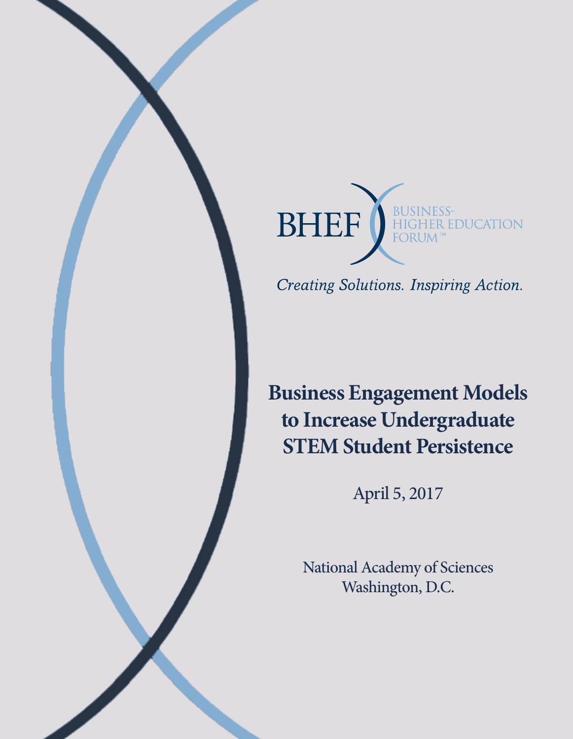BHEF

BUSINESS-HIGHER EDUCATION FORUM™

*Creating Solutions. Inspiring Action.*

# Business Engagement Models to Increase Undergraduate STEM Student Persistence

April 5, 2017

National Academy of Sciences
Washington, D.C.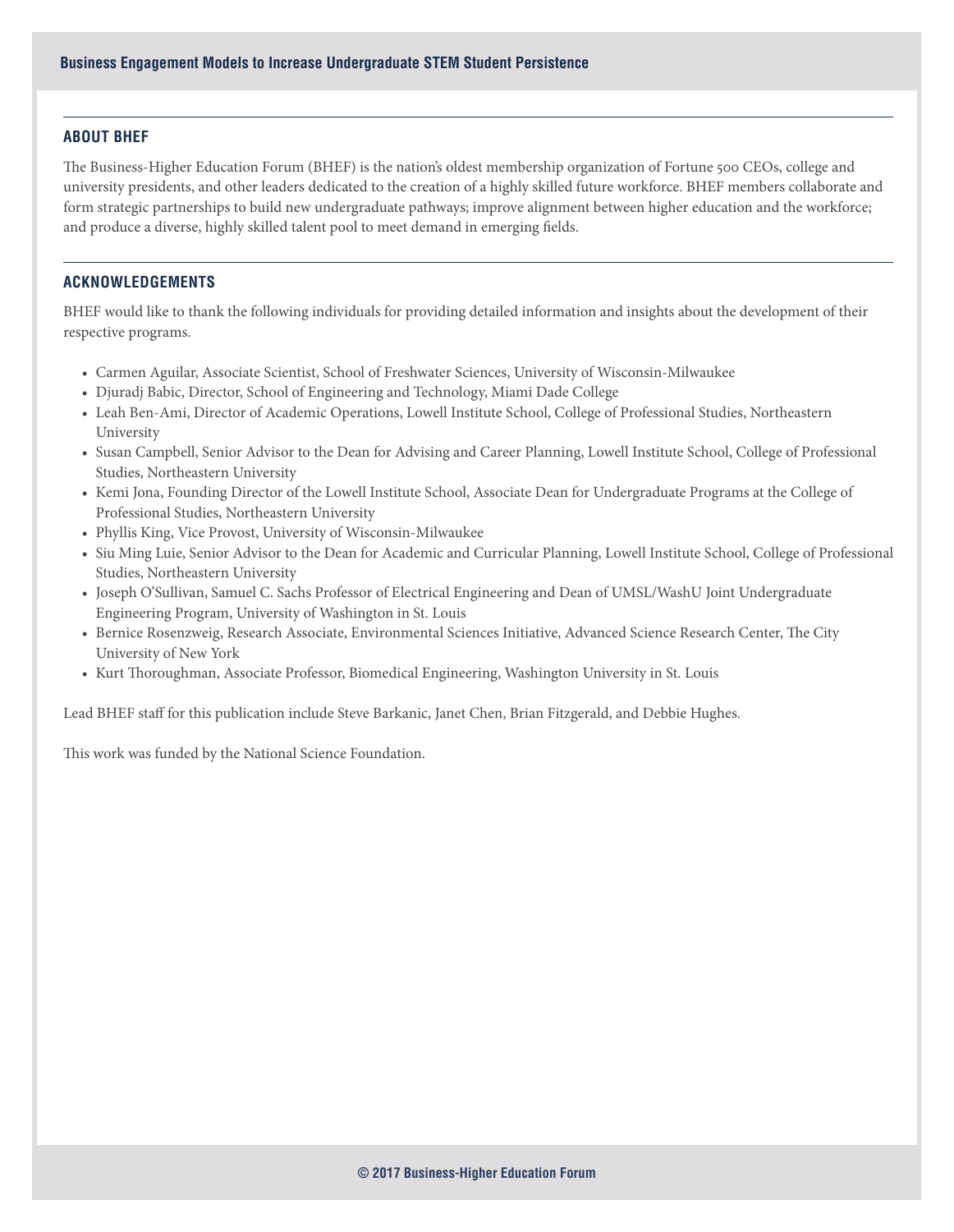## ABOUT BHEF

The Business-Higher Education Forum (BHEF) is the nation's oldest membership organization of Fortune 500 CEOs, college and university presidents, and other leaders dedicated to the creation of a highly skilled future workforce. BHEF members collaborate and form strategic partnerships to build new undergraduate pathways; improve alignment between higher education and the workforce; and produce a diverse, highly skilled talent pool to meet demand in emerging fields.

## ACKNOWLEDGEMENTS

BHEF would like to thank the following individuals for providing detailed information and insights about the development of their respective programs.

- Carmen Aguilar, Associate Scientist, School of Freshwater Sciences, University of Wisconsin-Milwaukee
- Djuradj Babic, Director, School of Engineering and Technology, Miami Dade College
- Leah Ben-Ami, Director of Academic Operations, Lowell Institute School, College of Professional Studies, Northeastern University
- Susan Campbell, Senior Advisor to the Dean for Advising and Career Planning, Lowell Institute School, College of Professional Studies, Northeastern University
- Kemi Jona, Founding Director of the Lowell Institute School, Associate Dean for Undergraduate Programs at the College of Professional Studies, Northeastern University
- Phyllis King, Vice Provost, University of Wisconsin-Milwaukee
- Siu Ming Luie, Senior Advisor to the Dean for Academic and Curricular Planning, Lowell Institute School, College of Professional Studies, Northeastern University
- Joseph O'Sullivan, Samuel C. Sachs Professor of Electrical Engineering and Dean of UMSL/WashU Joint Undergraduate Engineering Program, University of Washington in St. Louis
- Bernice Rosenzweig, Research Associate, Environmental Sciences Initiative, Advanced Science Research Center, The City University of New York
- Kurt Thoroughman, Associate Professor, Biomedical Engineering, Washington University in St. Louis

Lead BHEF staff for this publication include Steve Barkanic, Janet Chen, Brian Fitzgerald, and Debbie Hughes.

This work was funded by the National Science Foundation.

© 2017 Business-Higher Education Forum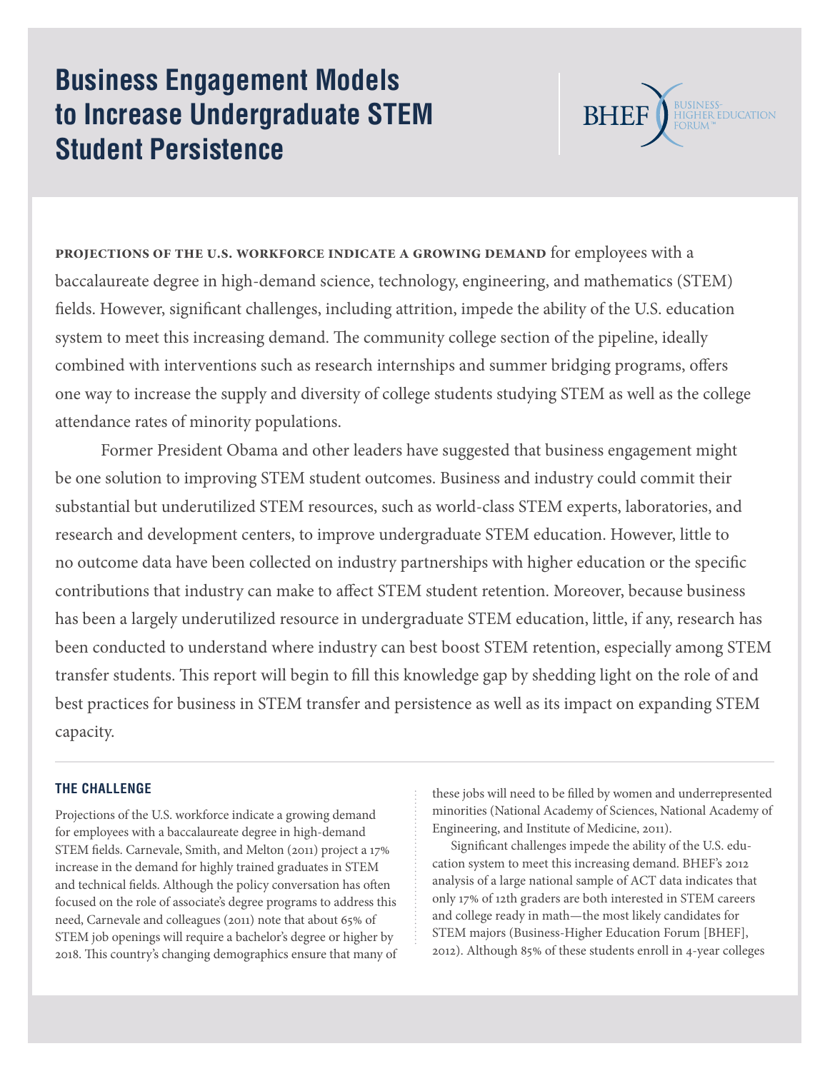# Business Engagement Models to Increase Undergraduate STEM Student Persistence

BHEF BUSINESS-HIGHER EDUCATION FORUM™

**PROJECTIONS OF THE U.S. WORKFORCE INDICATE A GROWING DEMAND** for employees with a baccalaureate degree in high-demand science, technology, engineering, and mathematics (STEM) fields. However, significant challenges, including attrition, impede the ability of the U.S. education system to meet this increasing demand. The community college section of the pipeline, ideally combined with interventions such as research internships and summer bridging programs, offers one way to increase the supply and diversity of college students studying STEM as well as the college attendance rates of minority populations.

Former President Obama and other leaders have suggested that business engagement might be one solution to improving STEM student outcomes. Business and industry could commit their substantial but underutilized STEM resources, such as world-class STEM experts, laboratories, and research and development centers, to improve undergraduate STEM education. However, little to no outcome data have been collected on industry partnerships with higher education or the specific contributions that industry can make to affect STEM student retention. Moreover, because business has been a largely underutilized resource in undergraduate STEM education, little, if any, research has been conducted to understand where industry can best boost STEM retention, especially among STEM transfer students. This report will begin to fill this knowledge gap by shedding light on the role of and best practices for business in STEM transfer and persistence as well as its impact on expanding STEM capacity.

## THE CHALLENGE

Projections of the U.S. workforce indicate a growing demand for employees with a baccalaureate degree in high-demand STEM fields. Carnevale, Smith, and Melton (2011) project a 17% increase in the demand for highly trained graduates in STEM and technical fields. Although the policy conversation has often focused on the role of associate's degree programs to address this need, Carnevale and colleagues (2011) note that about 65% of STEM job openings will require a bachelor's degree or higher by 2018. This country's changing demographics ensure that many of these jobs will need to be filled by women and underrepresented minorities (National Academy of Sciences, National Academy of Engineering, and Institute of Medicine, 2011).

Significant challenges impede the ability of the U.S. education system to meet this increasing demand. BHEF's 2012 analysis of a large national sample of ACT data indicates that only 17% of 12th graders are both interested in STEM careers and college ready in math—the most likely candidates for STEM majors (Business-Higher Education Forum [BHEF], 2012). Although 85% of these students enroll in 4-year colleges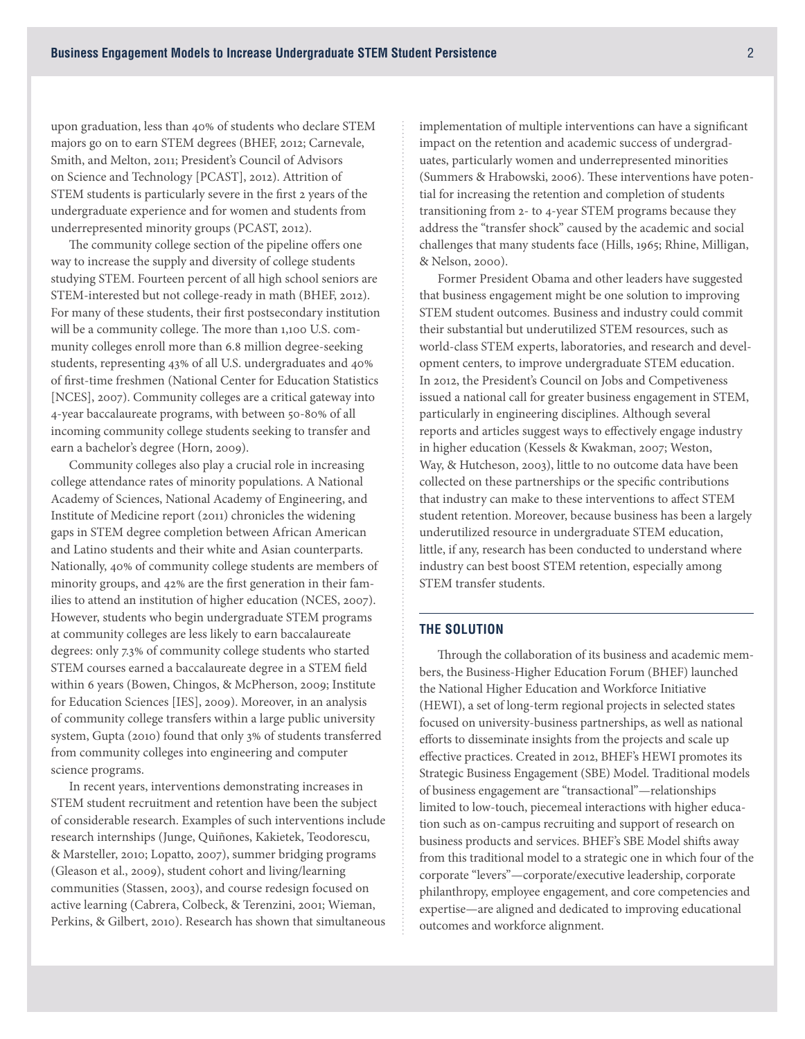upon graduation, less than 40% of students who declare STEM majors go on to earn STEM degrees (BHEF, 2012; Carnevale, Smith, and Melton, 2011; President's Council of Advisors on Science and Technology [PCAST], 2012). Attrition of STEM students is particularly severe in the first 2 years of the undergraduate experience and for women and students from underrepresented minority groups (PCAST, 2012).

The community college section of the pipeline offers one way to increase the supply and diversity of college students studying STEM. Fourteen percent of all high school seniors are STEM-interested but not college-ready in math (BHEF, 2012). For many of these students, their first postsecondary institution will be a community college. The more than 1,100 U.S. community colleges enroll more than 6.8 million degree-seeking students, representing 43% of all U.S. undergraduates and 40% of first-time freshmen (National Center for Education Statistics [NCES], 2007). Community colleges are a critical gateway into 4-year baccalaureate programs, with between 50-80% of all incoming community college students seeking to transfer and earn a bachelor's degree (Horn, 2009).

Community colleges also play a crucial role in increasing college attendance rates of minority populations. A National Academy of Sciences, National Academy of Engineering, and Institute of Medicine report (2011) chronicles the widening gaps in STEM degree completion between African American and Latino students and their white and Asian counterparts. Nationally, 40% of community college students are members of minority groups, and 42% are the first generation in their families to attend an institution of higher education (NCES, 2007). However, students who begin undergraduate STEM programs at community colleges are less likely to earn baccalaureate degrees: only 7.3% of community college students who started STEM courses earned a baccalaureate degree in a STEM field within 6 years (Bowen, Chingos, & McPherson, 2009; Institute for Education Sciences [IES], 2009). Moreover, in an analysis of community college transfers within a large public university system, Gupta (2010) found that only 3% of students transferred from community colleges into engineering and computer science programs.

In recent years, interventions demonstrating increases in STEM student recruitment and retention have been the subject of considerable research. Examples of such interventions include research internships (Junge, Quiñones, Kakietek, Teodorescu, & Marsteller, 2010; Lopatto, 2007), summer bridging programs (Gleason et al., 2009), student cohort and living/learning communities (Stassen, 2003), and course redesign focused on active learning (Cabrera, Colbeck, & Terenzini, 2001; Wieman, Perkins, & Gilbert, 2010). Research has shown that simultaneous implementation of multiple interventions can have a significant impact on the retention and academic success of undergraduates, particularly women and underrepresented minorities (Summers & Hrabowski, 2006). These interventions have potential for increasing the retention and completion of students transitioning from 2- to 4-year STEM programs because they address the "transfer shock" caused by the academic and social challenges that many students face (Hills, 1965; Rhine, Milligan, & Nelson, 2000).

Former President Obama and other leaders have suggested that business engagement might be one solution to improving STEM student outcomes. Business and industry could commit their substantial but underutilized STEM resources, such as world-class STEM experts, laboratories, and research and development centers, to improve undergraduate STEM education. In 2012, the President's Council on Jobs and Competiveness issued a national call for greater business engagement in STEM, particularly in engineering disciplines. Although several reports and articles suggest ways to effectively engage industry in higher education (Kessels & Kwakman, 2007; Weston, Way, & Hutcheson, 2003), little to no outcome data have been collected on these partnerships or the specific contributions that industry can make to these interventions to affect STEM student retention. Moreover, because business has been a largely underutilized resource in undergraduate STEM education, little, if any, research has been conducted to understand where industry can best boost STEM retention, especially among STEM transfer students.

## THE SOLUTION

Through the collaboration of its business and academic members, the Business-Higher Education Forum (BHEF) launched the National Higher Education and Workforce Initiative (HEWI), a set of long-term regional projects in selected states focused on university-business partnerships, as well as national efforts to disseminate insights from the projects and scale up effective practices. Created in 2012, BHEF's HEWI promotes its Strategic Business Engagement (SBE) Model. Traditional models of business engagement are "transactional"—relationships limited to low-touch, piecemeal interactions with higher education such as on-campus recruiting and support of research on business products and services. BHEF's SBE Model shifts away from this traditional model to a strategic one in which four of the corporate "levers"—corporate/executive leadership, corporate philanthropy, employee engagement, and core competencies and expertise—are aligned and dedicated to improving educational outcomes and workforce alignment.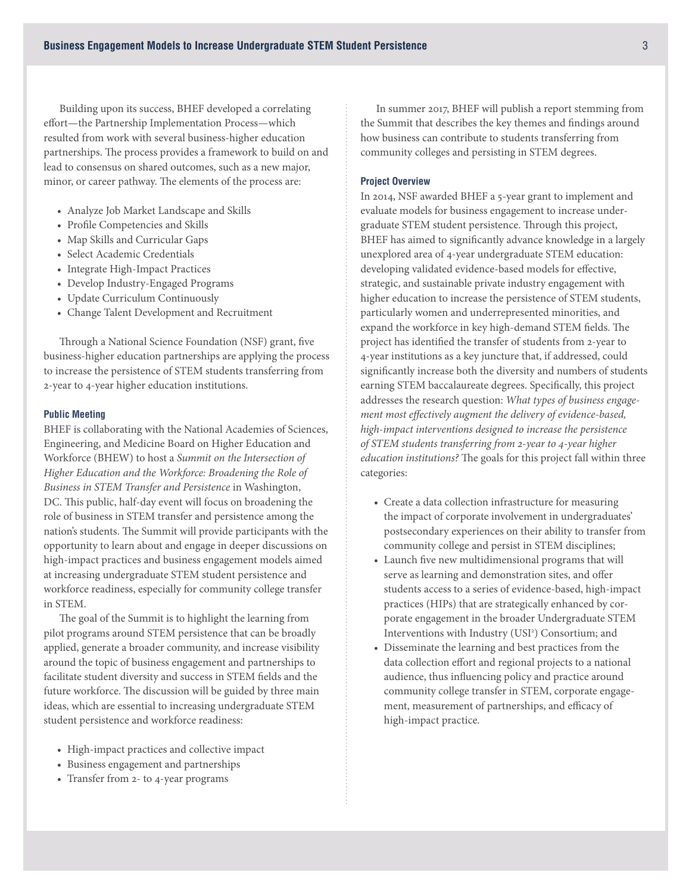Building upon its success, BHEF developed a correlating effort—the Partnership Implementation Process—which resulted from work with several business-higher education partnerships. The process provides a framework to build on and lead to consensus on shared outcomes, such as a new major, minor, or career pathway. The elements of the process are:

- Analyze Job Market Landscape and Skills
- Profile Competencies and Skills
- Map Skills and Curricular Gaps
- Select Academic Credentials
- Integrate High-Impact Practices
- Develop Industry-Engaged Programs
- Update Curriculum Continuously
- Change Talent Development and Recruitment

Through a National Science Foundation (NSF) grant, five business-higher education partnerships are applying the process to increase the persistence of STEM students transferring from 2-year to 4-year higher education institutions.

#### Public Meeting

BHEF is collaborating with the National Academies of Sciences, Engineering, and Medicine Board on Higher Education and Workforce (BHEW) to host a *Summit on the Intersection of Higher Education and the Workforce: Broadening the Role of Business in STEM Transfer and Persistence* in Washington, DC. This public, half-day event will focus on broadening the role of business in STEM transfer and persistence among the nation's students. The Summit will provide participants with the opportunity to learn about and engage in deeper discussions on high-impact practices and business engagement models aimed at increasing undergraduate STEM student persistence and workforce readiness, especially for community college transfer in STEM.

The goal of the Summit is to highlight the learning from pilot programs around STEM persistence that can be broadly applied, generate a broader community, and increase visibility around the topic of business engagement and partnerships to facilitate student diversity and success in STEM fields and the future workforce. The discussion will be guided by three main ideas, which are essential to increasing undergraduate STEM student persistence and workforce readiness:

- High-impact practices and collective impact
- Business engagement and partnerships
- Transfer from 2- to 4-year programs

In summer 2017, BHEF will publish a report stemming from the Summit that describes the key themes and findings around how business can contribute to students transferring from community colleges and persisting in STEM degrees.

#### Project Overview

In 2014, NSF awarded BHEF a 5-year grant to implement and evaluate models for business engagement to increase undergraduate STEM student persistence. Through this project, BHEF has aimed to significantly advance knowledge in a largely unexplored area of 4-year undergraduate STEM education: developing validated evidence-based models for effective, strategic, and sustainable private industry engagement with higher education to increase the persistence of STEM students, particularly women and underrepresented minorities, and expand the workforce in key high-demand STEM fields. The project has identified the transfer of students from 2-year to 4-year institutions as a key juncture that, if addressed, could significantly increase both the diversity and numbers of students earning STEM baccalaureate degrees. Specifically, this project addresses the research question: *What types of business engagement most effectively augment the delivery of evidence-based, high-impact interventions designed to increase the persistence of STEM students transferring from 2-year to 4-year higher education institutions?* The goals for this project fall within three categories:

- Create a data collection infrastructure for measuring the impact of corporate involvement in undergraduates' postsecondary experiences on their ability to transfer from community college and persist in STEM disciplines;
- Launch five new multidimensional programs that will serve as learning and demonstration sites, and offer students access to a series of evidence-based, high-impact practices (HIPs) that are strategically enhanced by corporate engagement in the broader Undergraduate STEM Interventions with Industry (USI$^2$) Consortium; and
- Disseminate the learning and best practices from the data collection effort and regional projects to a national audience, thus influencing policy and practice around community college transfer in STEM, corporate engagement, measurement of partnerships, and efficacy of high-impact practice.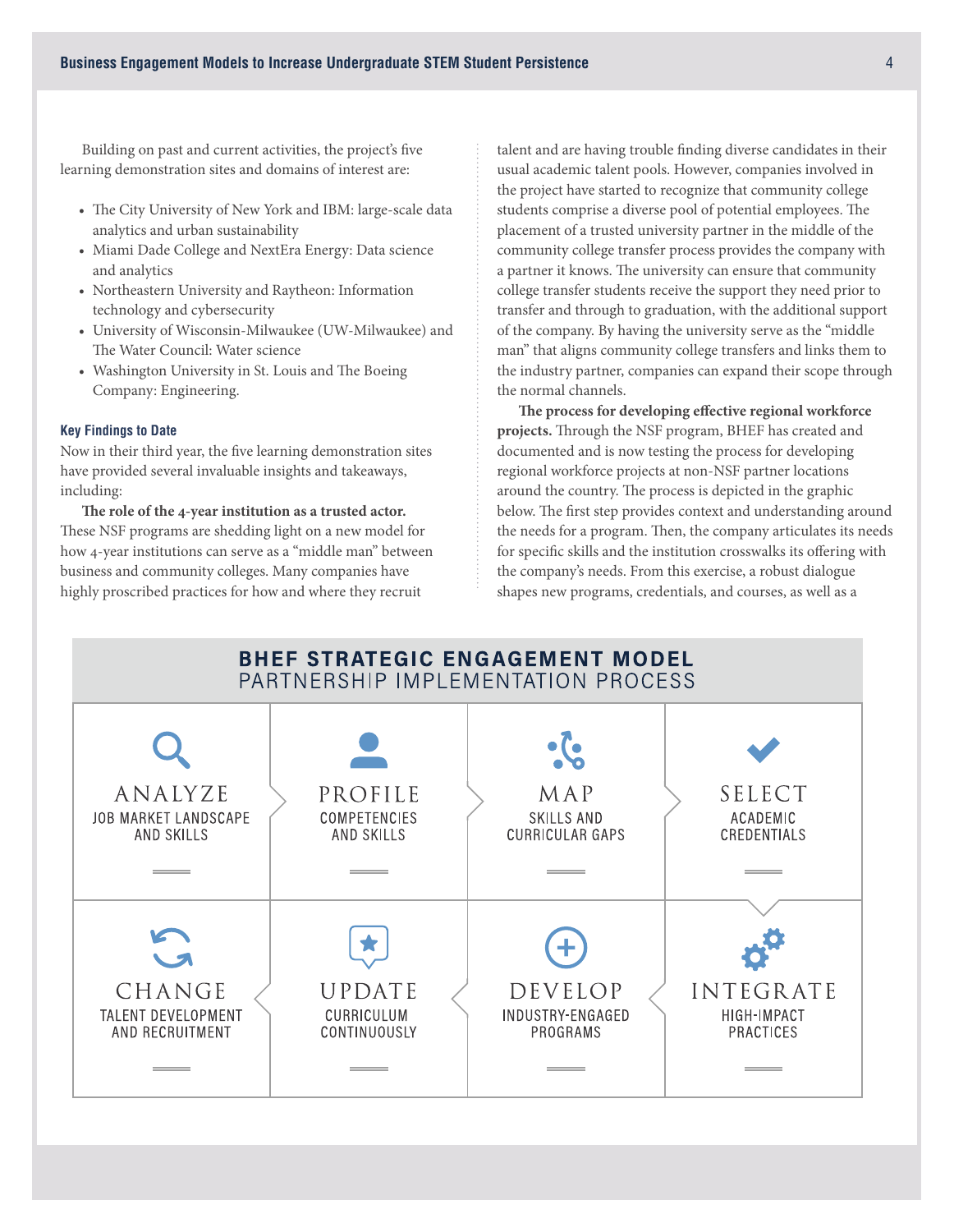Building on past and current activities, the project's five learning demonstration sites and domains of interest are:

- The City University of New York and IBM: large-scale data analytics and urban sustainability
- Miami Dade College and NextEra Energy: Data science and analytics
- Northeastern University and Raytheon: Information technology and cybersecurity
- University of Wisconsin-Milwaukee (UW-Milwaukee) and The Water Council: Water science
- Washington University in St. Louis and The Boeing Company: Engineering.

### Key Findings to Date

Now in their third year, the five learning demonstration sites have provided several invaluable insights and takeaways, including:

**The role of the 4-year institution as a trusted actor.** These NSF programs are shedding light on a new model for how 4-year institutions can serve as a "middle man" between business and community colleges. Many companies have highly proscribed practices for how and where they recruit talent and are having trouble finding diverse candidates in their usual academic talent pools. However, companies involved in the project have started to recognize that community college students comprise a diverse pool of potential employees. The placement of a trusted university partner in the middle of the community college transfer process provides the company with a partner it knows. The university can ensure that community college transfer students receive the support they need prior to transfer and through to graduation, with the additional support of the company. By having the university serve as the "middle man" that aligns community college transfers and links them to the industry partner, companies can expand their scope through the normal channels.

**The process for developing effective regional workforce projects.** Through the NSF program, BHEF has created and documented and is now testing the process for developing regional workforce projects at non-NSF partner locations around the country. The process is depicted in the graphic below. The first step provides context and understanding around the needs for a program. Then, the company articulates its needs for specific skills and the institution crosswalks its offering with the company's needs. From this exercise, a robust dialogue shapes new programs, credentials, and courses, as well as a

**BHEF STRATEGIC ENGAGEMENT MODEL**
PARTNERSHIP IMPLEMENTATION PROCESS

ANALYZE
JOB MARKET LANDSCAPE AND SKILLS

PROFILE
COMPETENCIES AND SKILLS

MAP
SKILLS AND CURRICULAR GAPS

SELECT
ACADEMIC CREDENTIALS

INTEGRATE
HIGH-IMPACT PRACTICES

DEVELOP
INDUSTRY-ENGAGED PROGRAMS

UPDATE
CURRICULUM CONTINUOUSLY

CHANGE
TALENT DEVELOPMENT AND RECRUITMENT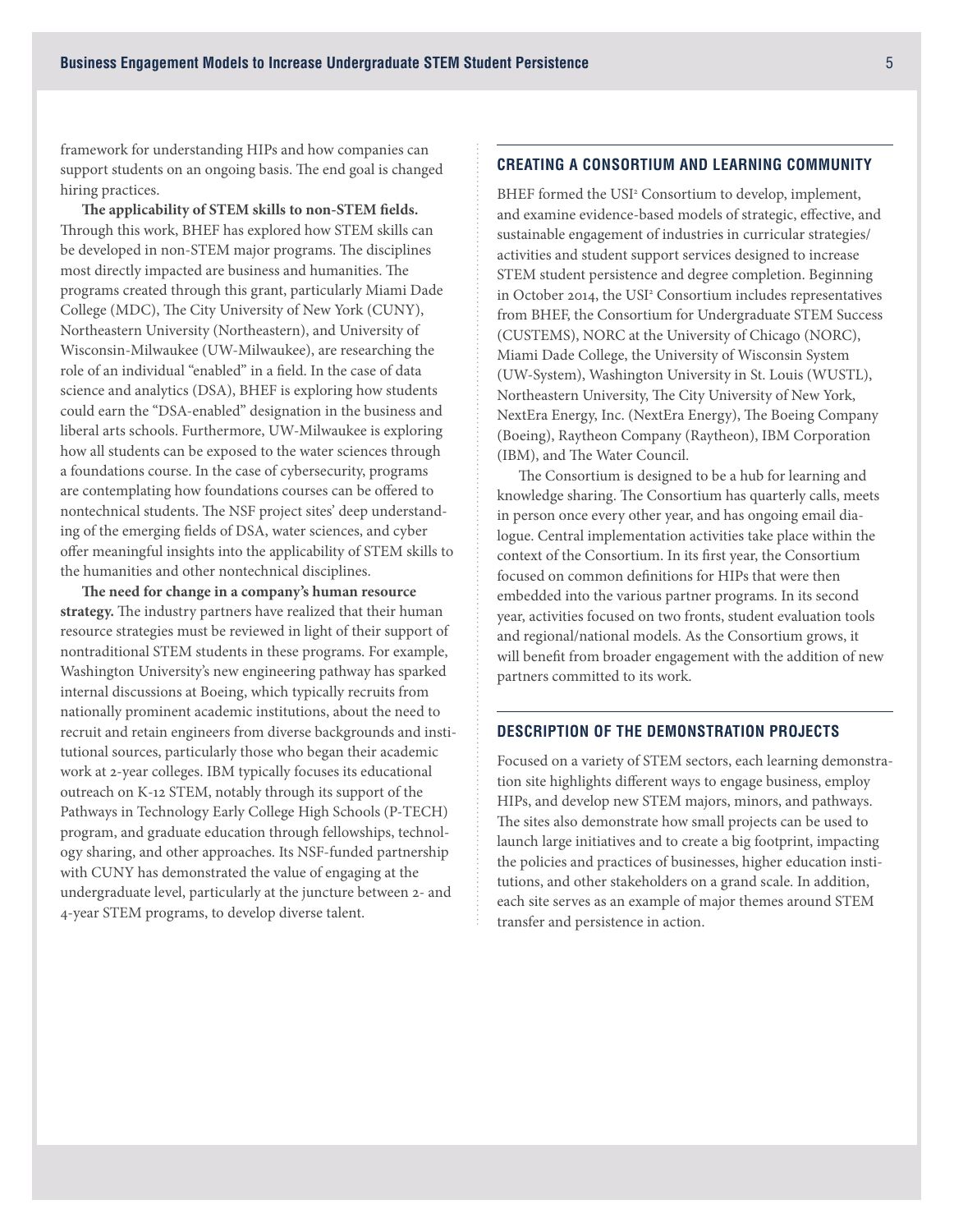framework for understanding HIPs and how companies can support students on an ongoing basis. The end goal is changed hiring practices.

**The applicability of STEM skills to non-STEM fields.** Through this work, BHEF has explored how STEM skills can be developed in non-STEM major programs. The disciplines most directly impacted are business and humanities. The programs created through this grant, particularly Miami Dade College (MDC), The City University of New York (CUNY), Northeastern University (Northeastern), and University of Wisconsin-Milwaukee (UW-Milwaukee), are researching the role of an individual "enabled" in a field. In the case of data science and analytics (DSA), BHEF is exploring how students could earn the "DSA-enabled" designation in the business and liberal arts schools. Furthermore, UW-Milwaukee is exploring how all students can be exposed to the water sciences through a foundations course. In the case of cybersecurity, programs are contemplating how foundations courses can be offered to nontechnical students. The NSF project sites' deep understanding of the emerging fields of DSA, water sciences, and cyber offer meaningful insights into the applicability of STEM skills to the humanities and other nontechnical disciplines.

**The need for change in a company's human resource strategy.** The industry partners have realized that their human resource strategies must be reviewed in light of their support of nontraditional STEM students in these programs. For example, Washington University's new engineering pathway has sparked internal discussions at Boeing, which typically recruits from nationally prominent academic institutions, about the need to recruit and retain engineers from diverse backgrounds and institutional sources, particularly those who began their academic work at 2-year colleges. IBM typically focuses its educational outreach on K-12 STEM, notably through its support of the Pathways in Technology Early College High Schools (P-TECH) program, and graduate education through fellowships, technology sharing, and other approaches. Its NSF-funded partnership with CUNY has demonstrated the value of engaging at the undergraduate level, particularly at the juncture between 2- and 4-year STEM programs, to develop diverse talent.

## CREATING A CONSORTIUM AND LEARNING COMMUNITY

BHEF formed the USI² Consortium to develop, implement, and examine evidence-based models of strategic, effective, and sustainable engagement of industries in curricular strategies/activities and student support services designed to increase STEM student persistence and degree completion. Beginning in October 2014, the USI² Consortium includes representatives from BHEF, the Consortium for Undergraduate STEM Success (CUSTEMS), NORC at the University of Chicago (NORC), Miami Dade College, the University of Wisconsin System (UW-System), Washington University in St. Louis (WUSTL), Northeastern University, The City University of New York, NextEra Energy, Inc. (NextEra Energy), The Boeing Company (Boeing), Raytheon Company (Raytheon), IBM Corporation (IBM), and The Water Council.

The Consortium is designed to be a hub for learning and knowledge sharing. The Consortium has quarterly calls, meets in person once every other year, and has ongoing email dialogue. Central implementation activities take place within the context of the Consortium. In its first year, the Consortium focused on common definitions for HIPs that were then embedded into the various partner programs. In its second year, activities focused on two fronts, student evaluation tools and regional/national models. As the Consortium grows, it will benefit from broader engagement with the addition of new partners committed to its work.

## DESCRIPTION OF THE DEMONSTRATION PROJECTS

Focused on a variety of STEM sectors, each learning demonstration site highlights different ways to engage business, employ HIPs, and develop new STEM majors, minors, and pathways. The sites also demonstrate how small projects can be used to launch large initiatives and to create a big footprint, impacting the policies and practices of businesses, higher education institutions, and other stakeholders on a grand scale. In addition, each site serves as an example of major themes around STEM transfer and persistence in action.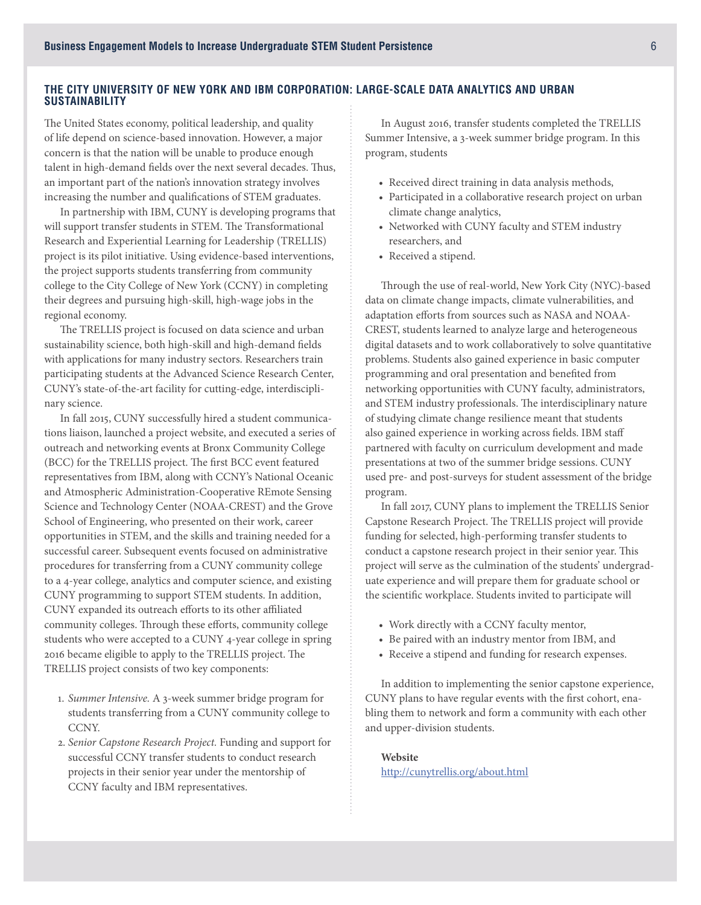## THE CITY UNIVERSITY OF NEW YORK AND IBM CORPORATION: LARGE-SCALE DATA ANALYTICS AND URBAN SUSTAINABILITY

The United States economy, political leadership, and quality of life depend on science-based innovation. However, a major concern is that the nation will be unable to produce enough talent in high-demand fields over the next several decades. Thus, an important part of the nation's innovation strategy involves increasing the number and qualifications of STEM graduates.

In partnership with IBM, CUNY is developing programs that will support transfer students in STEM. The Transformational Research and Experiential Learning for Leadership (TRELLIS) project is its pilot initiative. Using evidence-based interventions, the project supports students transferring from community college to the City College of New York (CCNY) in completing their degrees and pursuing high-skill, high-wage jobs in the regional economy.

The TRELLIS project is focused on data science and urban sustainability science, both high-skill and high-demand fields with applications for many industry sectors. Researchers train participating students at the Advanced Science Research Center, CUNY's state-of-the-art facility for cutting-edge, interdisciplinary science.

In fall 2015, CUNY successfully hired a student communications liaison, launched a project website, and executed a series of outreach and networking events at Bronx Community College (BCC) for the TRELLIS project. The first BCC event featured representatives from IBM, along with CCNY's National Oceanic and Atmospheric Administration-Cooperative REmote Sensing Science and Technology Center (NOAA-CREST) and the Grove School of Engineering, who presented on their work, career opportunities in STEM, and the skills and training needed for a successful career. Subsequent events focused on administrative procedures for transferring from a CUNY community college to a 4-year college, analytics and computer science, and existing CUNY programming to support STEM students. In addition, CUNY expanded its outreach efforts to its other affiliated community colleges. Through these efforts, community college students who were accepted to a CUNY 4-year college in spring 2016 became eligible to apply to the TRELLIS project. The TRELLIS project consists of two key components:

1. *Summer Intensive.* A 3-week summer bridge program for students transferring from a CUNY community college to CCNY.
2. *Senior Capstone Research Project.* Funding and support for successful CCNY transfer students to conduct research projects in their senior year under the mentorship of CCNY faculty and IBM representatives.

In August 2016, transfer students completed the TRELLIS Summer Intensive, a 3-week summer bridge program. In this program, students

- Received direct training in data analysis methods,
- Participated in a collaborative research project on urban climate change analytics,
- Networked with CUNY faculty and STEM industry researchers, and
- Received a stipend.

Through the use of real-world, New York City (NYC)-based data on climate change impacts, climate vulnerabilities, and adaptation efforts from sources such as NASA and NOAA-CREST, students learned to analyze large and heterogeneous digital datasets and to work collaboratively to solve quantitative problems. Students also gained experience in basic computer programming and oral presentation and benefited from networking opportunities with CUNY faculty, administrators, and STEM industry professionals. The interdisciplinary nature of studying climate change resilience meant that students also gained experience in working across fields. IBM staff partnered with faculty on curriculum development and made presentations at two of the summer bridge sessions. CUNY used pre- and post-surveys for student assessment of the bridge program.

In fall 2017, CUNY plans to implement the TRELLIS Senior Capstone Research Project. The TRELLIS project will provide funding for selected, high-performing transfer students to conduct a capstone research project in their senior year. This project will serve as the culmination of the students' undergraduate experience and will prepare them for graduate school or the scientific workplace. Students invited to participate will

- Work directly with a CCNY faculty mentor,
- Be paired with an industry mentor from IBM, and
- Receive a stipend and funding for research expenses.

In addition to implementing the senior capstone experience, CUNY plans to have regular events with the first cohort, enabling them to network and form a community with each other and upper-division students.

**Website**
http://cunytrellis.org/about.html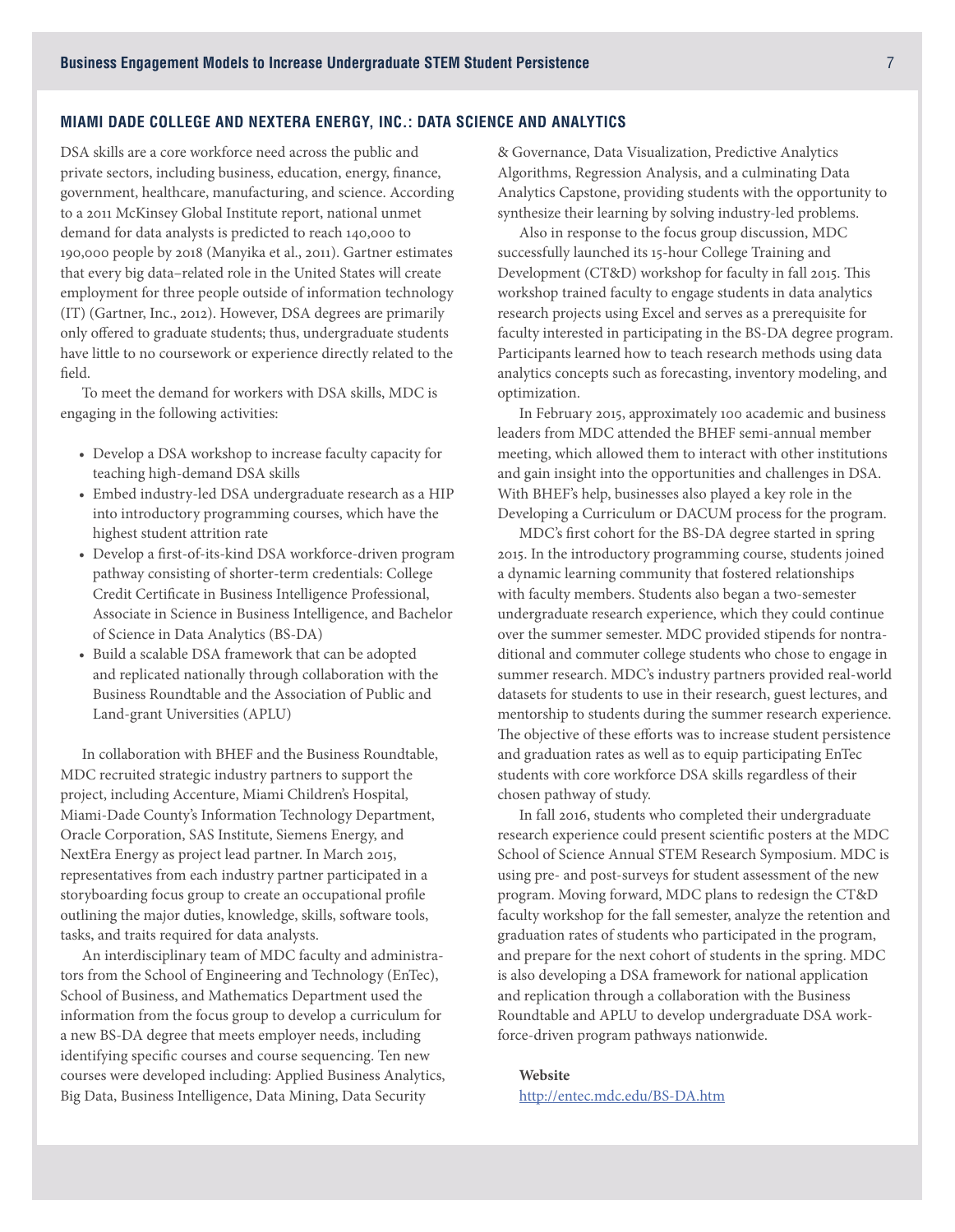## MIAMI DADE COLLEGE AND NEXTERA ENERGY, INC.: DATA SCIENCE AND ANALYTICS

DSA skills are a core workforce need across the public and private sectors, including business, education, energy, finance, government, healthcare, manufacturing, and science. According to a 2011 McKinsey Global Institute report, national unmet demand for data analysts is predicted to reach 140,000 to 190,000 people by 2018 (Manyika et al., 2011). Gartner estimates that every big data–related role in the United States will create employment for three people outside of information technology (IT) (Gartner, Inc., 2012). However, DSA degrees are primarily only offered to graduate students; thus, undergraduate students have little to no coursework or experience directly related to the field.

To meet the demand for workers with DSA skills, MDC is engaging in the following activities:

- Develop a DSA workshop to increase faculty capacity for teaching high-demand DSA skills
- Embed industry-led DSA undergraduate research as a HIP into introductory programming courses, which have the highest student attrition rate
- Develop a first-of-its-kind DSA workforce-driven program pathway consisting of shorter-term credentials: College Credit Certificate in Business Intelligence Professional, Associate in Science in Business Intelligence, and Bachelor of Science in Data Analytics (BS-DA)
- Build a scalable DSA framework that can be adopted and replicated nationally through collaboration with the Business Roundtable and the Association of Public and Land-grant Universities (APLU)

In collaboration with BHEF and the Business Roundtable, MDC recruited strategic industry partners to support the project, including Accenture, Miami Children's Hospital, Miami-Dade County's Information Technology Department, Oracle Corporation, SAS Institute, Siemens Energy, and NextEra Energy as project lead partner. In March 2015, representatives from each industry partner participated in a storyboarding focus group to create an occupational profile outlining the major duties, knowledge, skills, software tools, tasks, and traits required for data analysts.

An interdisciplinary team of MDC faculty and administrators from the School of Engineering and Technology (EnTec), School of Business, and Mathematics Department used the information from the focus group to develop a curriculum for a new BS-DA degree that meets employer needs, including identifying specific courses and course sequencing. Ten new courses were developed including: Applied Business Analytics, Big Data, Business Intelligence, Data Mining, Data Security & Governance, Data Visualization, Predictive Analytics Algorithms, Regression Analysis, and a culminating Data Analytics Capstone, providing students with the opportunity to synthesize their learning by solving industry-led problems.

Also in response to the focus group discussion, MDC successfully launched its 15-hour College Training and Development (CT&D) workshop for faculty in fall 2015. This workshop trained faculty to engage students in data analytics research projects using Excel and serves as a prerequisite for faculty interested in participating in the BS-DA degree program. Participants learned how to teach research methods using data analytics concepts such as forecasting, inventory modeling, and optimization.

In February 2015, approximately 100 academic and business leaders from MDC attended the BHEF semi-annual member meeting, which allowed them to interact with other institutions and gain insight into the opportunities and challenges in DSA. With BHEF's help, businesses also played a key role in the Developing a Curriculum or DACUM process for the program.

MDC's first cohort for the BS-DA degree started in spring 2015. In the introductory programming course, students joined a dynamic learning community that fostered relationships with faculty members. Students also began a two-semester undergraduate research experience, which they could continue over the summer semester. MDC provided stipends for nontraditional and commuter college students who chose to engage in summer research. MDC's industry partners provided real-world datasets for students to use in their research, guest lectures, and mentorship to students during the summer research experience. The objective of these efforts was to increase student persistence and graduation rates as well as to equip participating EnTec students with core workforce DSA skills regardless of their chosen pathway of study.

In fall 2016, students who completed their undergraduate research experience could present scientific posters at the MDC School of Science Annual STEM Research Symposium. MDC is using pre- and post-surveys for student assessment of the new program. Moving forward, MDC plans to redesign the CT&D faculty workshop for the fall semester, analyze the retention and graduation rates of students who participated in the program, and prepare for the next cohort of students in the spring. MDC is also developing a DSA framework for national application and replication through a collaboration with the Business Roundtable and APLU to develop undergraduate DSA workforce-driven program pathways nationwide.

**Website**
http://entec.mdc.edu/BS-DA.htm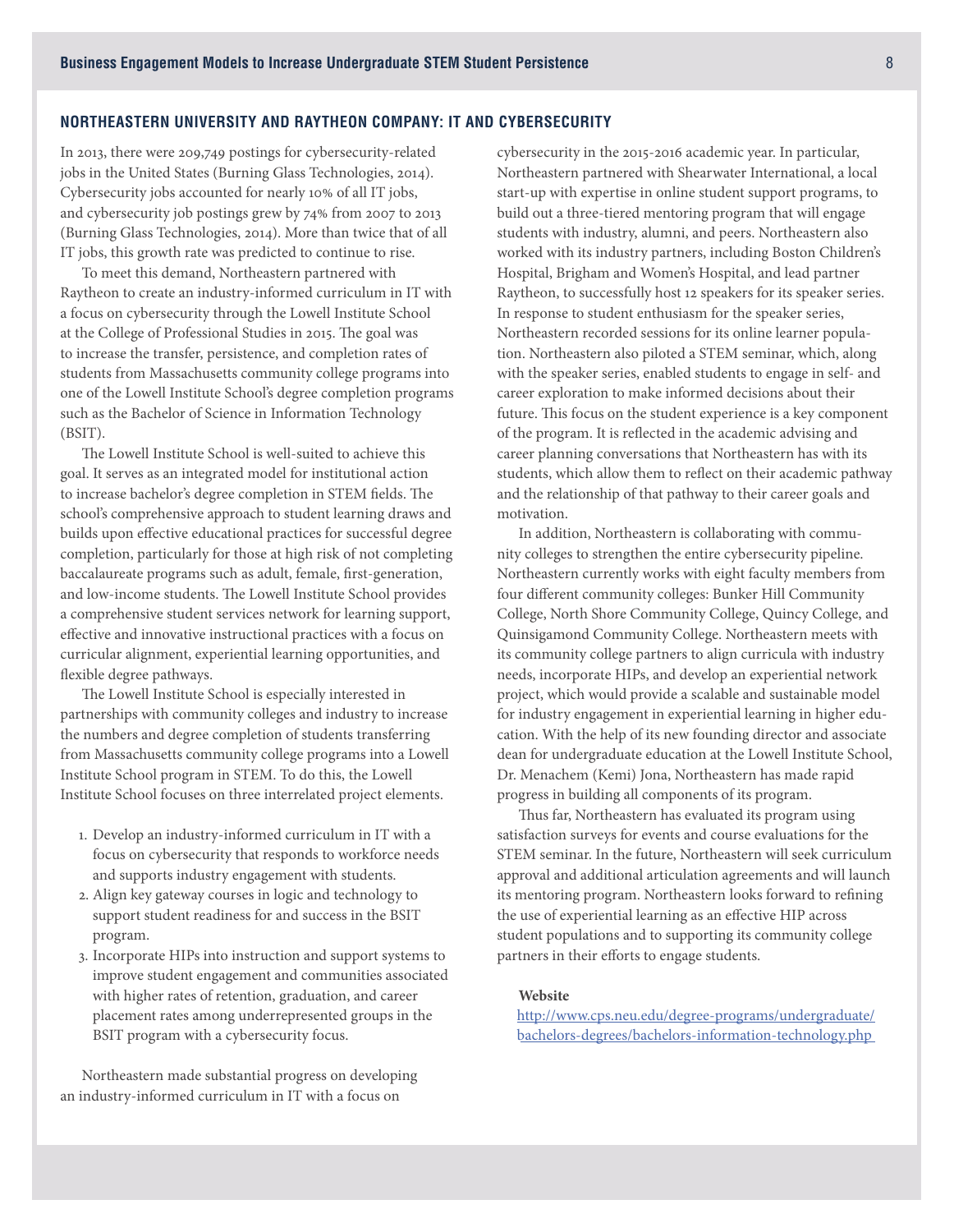## NORTHEASTERN UNIVERSITY AND RAYTHEON COMPANY: IT AND CYBERSECURITY

In 2013, there were 209,749 postings for cybersecurity-related jobs in the United States (Burning Glass Technologies, 2014). Cybersecurity jobs accounted for nearly 10% of all IT jobs, and cybersecurity job postings grew by 74% from 2007 to 2013 (Burning Glass Technologies, 2014). More than twice that of all IT jobs, this growth rate was predicted to continue to rise.

To meet this demand, Northeastern partnered with Raytheon to create an industry-informed curriculum in IT with a focus on cybersecurity through the Lowell Institute School at the College of Professional Studies in 2015. The goal was to increase the transfer, persistence, and completion rates of students from Massachusetts community college programs into one of the Lowell Institute School's degree completion programs such as the Bachelor of Science in Information Technology (BSIT).

The Lowell Institute School is well-suited to achieve this goal. It serves as an integrated model for institutional action to increase bachelor's degree completion in STEM fields. The school's comprehensive approach to student learning draws and builds upon effective educational practices for successful degree completion, particularly for those at high risk of not completing baccalaureate programs such as adult, female, first-generation, and low-income students. The Lowell Institute School provides a comprehensive student services network for learning support, effective and innovative instructional practices with a focus on curricular alignment, experiential learning opportunities, and flexible degree pathways.

The Lowell Institute School is especially interested in partnerships with community colleges and industry to increase the numbers and degree completion of students transferring from Massachusetts community college programs into a Lowell Institute School program in STEM. To do this, the Lowell Institute School focuses on three interrelated project elements.

1. Develop an industry-informed curriculum in IT with a focus on cybersecurity that responds to workforce needs and supports industry engagement with students.
2. Align key gateway courses in logic and technology to support student readiness for and success in the BSIT program.
3. Incorporate HIPs into instruction and support systems to improve student engagement and communities associated with higher rates of retention, graduation, and career placement rates among underrepresented groups in the BSIT program with a cybersecurity focus.

Northeastern made substantial progress on developing an industry-informed curriculum in IT with a focus on cybersecurity in the 2015-2016 academic year. In particular, Northeastern partnered with Shearwater International, a local start-up with expertise in online student support programs, to build out a three-tiered mentoring program that will engage students with industry, alumni, and peers. Northeastern also worked with its industry partners, including Boston Children's Hospital, Brigham and Women's Hospital, and lead partner Raytheon, to successfully host 12 speakers for its speaker series. In response to student enthusiasm for the speaker series, Northeastern recorded sessions for its online learner population. Northeastern also piloted a STEM seminar, which, along with the speaker series, enabled students to engage in self- and career exploration to make informed decisions about their future. This focus on the student experience is a key component of the program. It is reflected in the academic advising and career planning conversations that Northeastern has with its students, which allow them to reflect on their academic pathway and the relationship of that pathway to their career goals and motivation.

In addition, Northeastern is collaborating with community colleges to strengthen the entire cybersecurity pipeline. Northeastern currently works with eight faculty members from four different community colleges: Bunker Hill Community College, North Shore Community College, Quincy College, and Quinsigamond Community College. Northeastern meets with its community college partners to align curricula with industry needs, incorporate HIPs, and develop an experiential network project, which would provide a scalable and sustainable model for industry engagement in experiential learning in higher education. With the help of its new founding director and associate dean for undergraduate education at the Lowell Institute School, Dr. Menachem (Kemi) Jona, Northeastern has made rapid progress in building all components of its program.

Thus far, Northeastern has evaluated its program using satisfaction surveys for events and course evaluations for the STEM seminar. In the future, Northeastern will seek curriculum approval and additional articulation agreements and will launch its mentoring program. Northeastern looks forward to refining the use of experiential learning as an effective HIP across student populations and to supporting its community college partners in their efforts to engage students.

**Website**

http://www.cps.neu.edu/degree-programs/undergraduate/bachelors-degrees/bachelors-information-technology.php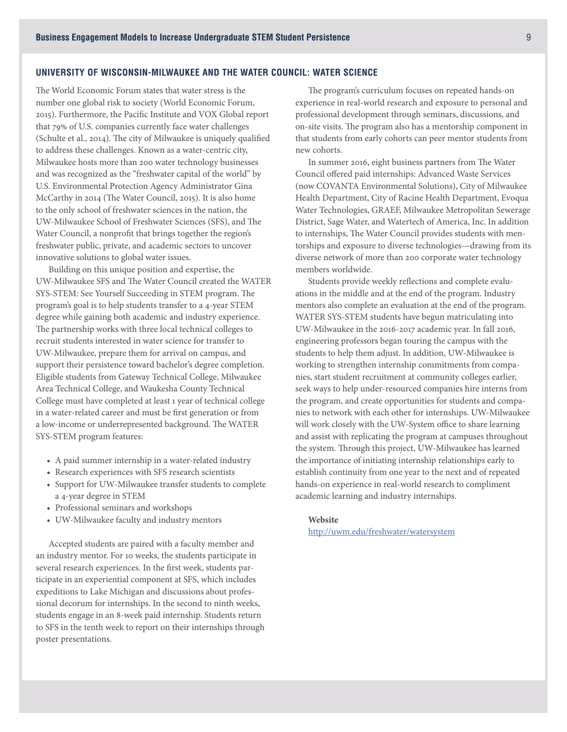## UNIVERSITY OF WISCONSIN-MILWAUKEE AND THE WATER COUNCIL: WATER SCIENCE

The World Economic Forum states that water stress is the number one global risk to society (World Economic Forum, 2015). Furthermore, the Pacific Institute and VOX Global report that 79% of U.S. companies currently face water challenges (Schulte et al., 2014). The city of Milwaukee is uniquely qualified to address these challenges. Known as a water-centric city, Milwaukee hosts more than 200 water technology businesses and was recognized as the "freshwater capital of the world" by U.S. Environmental Protection Agency Administrator Gina McCarthy in 2014 (The Water Council, 2015). It is also home to the only school of freshwater sciences in the nation, the UW-Milwaukee School of Freshwater Sciences (SFS), and The Water Council, a nonprofit that brings together the region's freshwater public, private, and academic sectors to uncover innovative solutions to global water issues.

Building on this unique position and expertise, the UW-Milwaukee SFS and The Water Council created the WATER SYS-STEM: See Yourself Succeeding in STEM program. The program's goal is to help students transfer to a 4-year STEM degree while gaining both academic and industry experience. The partnership works with three local technical colleges to recruit students interested in water science for transfer to UW-Milwaukee, prepare them for arrival on campus, and support their persistence toward bachelor's degree completion. Eligible students from Gateway Technical College, Milwaukee Area Technical College, and Waukesha County Technical College must have completed at least 1 year of technical college in a water-related career and must be first generation or from a low-income or underrepresented background. The WATER SYS-STEM program features:

- A paid summer internship in a water-related industry
- Research experiences with SFS research scientists
- Support for UW-Milwaukee transfer students to complete a 4-year degree in STEM
- Professional seminars and workshops
- UW-Milwaukee faculty and industry mentors

Accepted students are paired with a faculty member and an industry mentor. For 10 weeks, the students participate in several research experiences. In the first week, students participate in an experiential component at SFS, which includes expeditions to Lake Michigan and discussions about professional decorum for internships. In the second to ninth weeks, students engage in an 8-week paid internship. Students return to SFS in the tenth week to report on their internships through poster presentations.

The program's curriculum focuses on repeated hands-on experience in real-world research and exposure to personal and professional development through seminars, discussions, and on-site visits. The program also has a mentorship component in that students from early cohorts can peer mentor students from new cohorts.

In summer 2016, eight business partners from The Water Council offered paid internships: Advanced Waste Services (now COVANTA Environmental Solutions), City of Milwaukee Health Department, City of Racine Health Department, Evoqua Water Technologies, GRAEF, Milwaukee Metropolitan Sewerage District, Sage Water, and Watertech of America, Inc. In addition to internships, The Water Council provides students with mentorships and exposure to diverse technologies—drawing from its diverse network of more than 200 corporate water technology members worldwide.

Students provide weekly reflections and complete evaluations in the middle and at the end of the program. Industry mentors also complete an evaluation at the end of the program. WATER SYS-STEM students have begun matriculating into UW-Milwaukee in the 2016-2017 academic year. In fall 2016, engineering professors began touring the campus with the students to help them adjust. In addition, UW-Milwaukee is working to strengthen internship commitments from companies, start student recruitment at community colleges earlier, seek ways to help under-resourced companies hire interns from the program, and create opportunities for students and companies to network with each other for internships. UW-Milwaukee will work closely with the UW-System office to share learning and assist with replicating the program at campuses throughout the system. Through this project, UW-Milwaukee has learned the importance of initiating internship relationships early to establish continuity from one year to the next and of repeated hands-on experience in real-world research to compliment academic learning and industry internships.

**Website**
http://uwm.edu/freshwater/watersystem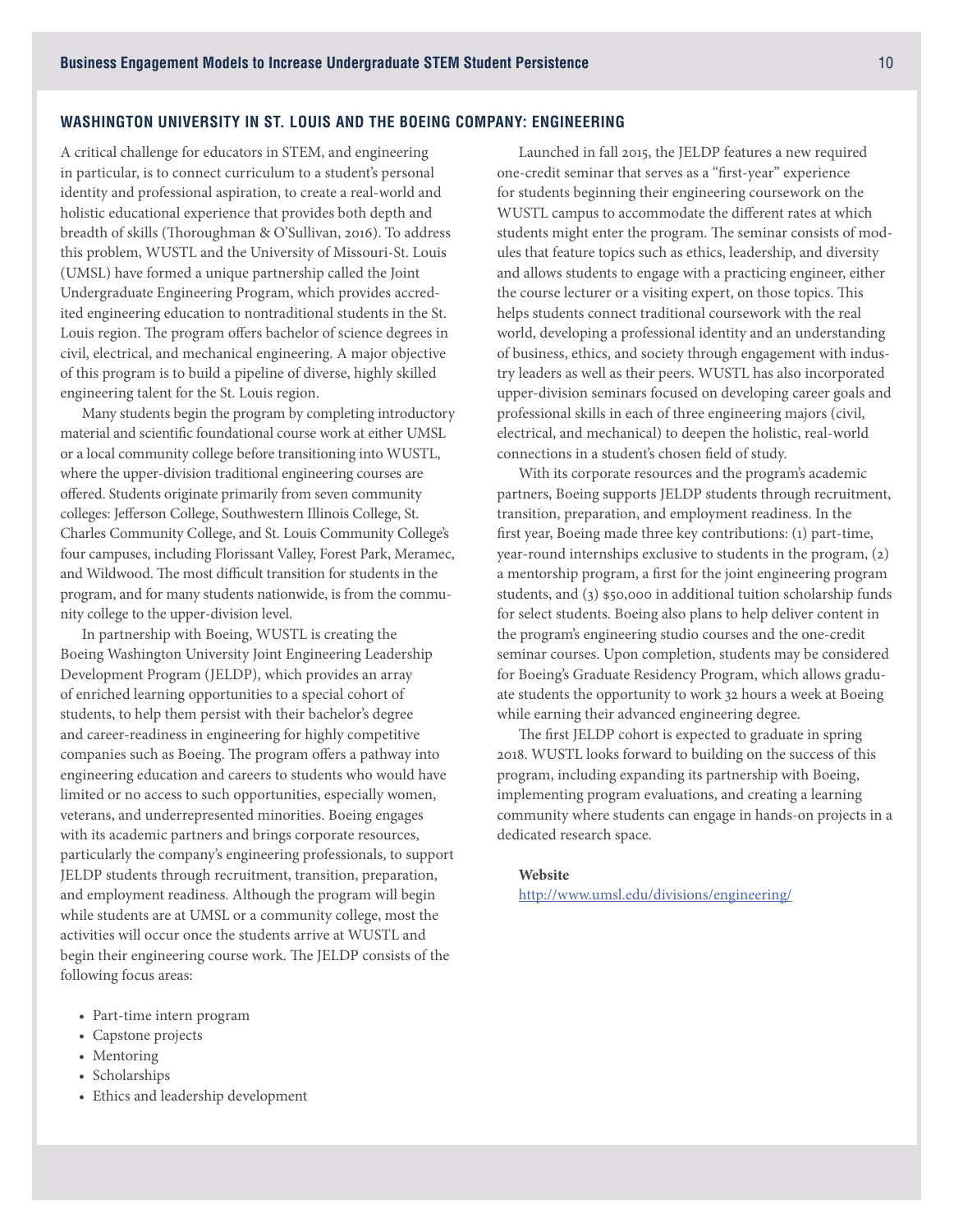## WASHINGTON UNIVERSITY IN ST. LOUIS AND THE BOEING COMPANY: ENGINEERING

A critical challenge for educators in STEM, and engineering in particular, is to connect curriculum to a student's personal identity and professional aspiration, to create a real-world and holistic educational experience that provides both depth and breadth of skills (Thoroughman & O'Sullivan, 2016). To address this problem, WUSTL and the University of Missouri-St. Louis (UMSL) have formed a unique partnership called the Joint Undergraduate Engineering Program, which provides accredited engineering education to nontraditional students in the St. Louis region. The program offers bachelor of science degrees in civil, electrical, and mechanical engineering. A major objective of this program is to build a pipeline of diverse, highly skilled engineering talent for the St. Louis region.

Many students begin the program by completing introductory material and scientific foundational course work at either UMSL or a local community college before transitioning into WUSTL, where the upper-division traditional engineering courses are offered. Students originate primarily from seven community colleges: Jefferson College, Southwestern Illinois College, St. Charles Community College, and St. Louis Community College's four campuses, including Florissant Valley, Forest Park, Meramec, and Wildwood. The most difficult transition for students in the program, and for many students nationwide, is from the community college to the upper-division level.

In partnership with Boeing, WUSTL is creating the Boeing Washington University Joint Engineering Leadership Development Program (JELDP), which provides an array of enriched learning opportunities to a special cohort of students, to help them persist with their bachelor's degree and career-readiness in engineering for highly competitive companies such as Boeing. The program offers a pathway into engineering education and careers to students who would have limited or no access to such opportunities, especially women, veterans, and underrepresented minorities. Boeing engages with its academic partners and brings corporate resources, particularly the company's engineering professionals, to support JELDP students through recruitment, transition, preparation, and employment readiness. Although the program will begin while students are at UMSL or a community college, most the activities will occur once the students arrive at WUSTL and begin their engineering course work. The JELDP consists of the following focus areas:

- Part-time intern program
- Capstone projects
- Mentoring
- Scholarships
- Ethics and leadership development

Launched in fall 2015, the JELDP features a new required one-credit seminar that serves as a "first-year" experience for students beginning their engineering coursework on the WUSTL campus to accommodate the different rates at which students might enter the program. The seminar consists of modules that feature topics such as ethics, leadership, and diversity and allows students to engage with a practicing engineer, either the course lecturer or a visiting expert, on those topics. This helps students connect traditional coursework with the real world, developing a professional identity and an understanding of business, ethics, and society through engagement with industry leaders as well as their peers. WUSTL has also incorporated upper-division seminars focused on developing career goals and professional skills in each of three engineering majors (civil, electrical, and mechanical) to deepen the holistic, real-world connections in a student's chosen field of study.

With its corporate resources and the program's academic partners, Boeing supports JELDP students through recruitment, transition, preparation, and employment readiness. In the first year, Boeing made three key contributions: (1) part-time, year-round internships exclusive to students in the program, (2) a mentorship program, a first for the joint engineering program students, and (3) $50,000 in additional tuition scholarship funds for select students. Boeing also plans to help deliver content in the program's engineering studio courses and the one-credit seminar courses. Upon completion, students may be considered for Boeing's Graduate Residency Program, which allows graduate students the opportunity to work 32 hours a week at Boeing while earning their advanced engineering degree.

The first JELDP cohort is expected to graduate in spring 2018. WUSTL looks forward to building on the success of this program, including expanding its partnership with Boeing, implementing program evaluations, and creating a learning community where students can engage in hands-on projects in a dedicated research space.

**Website**
http://www.umsl.edu/divisions/engineering/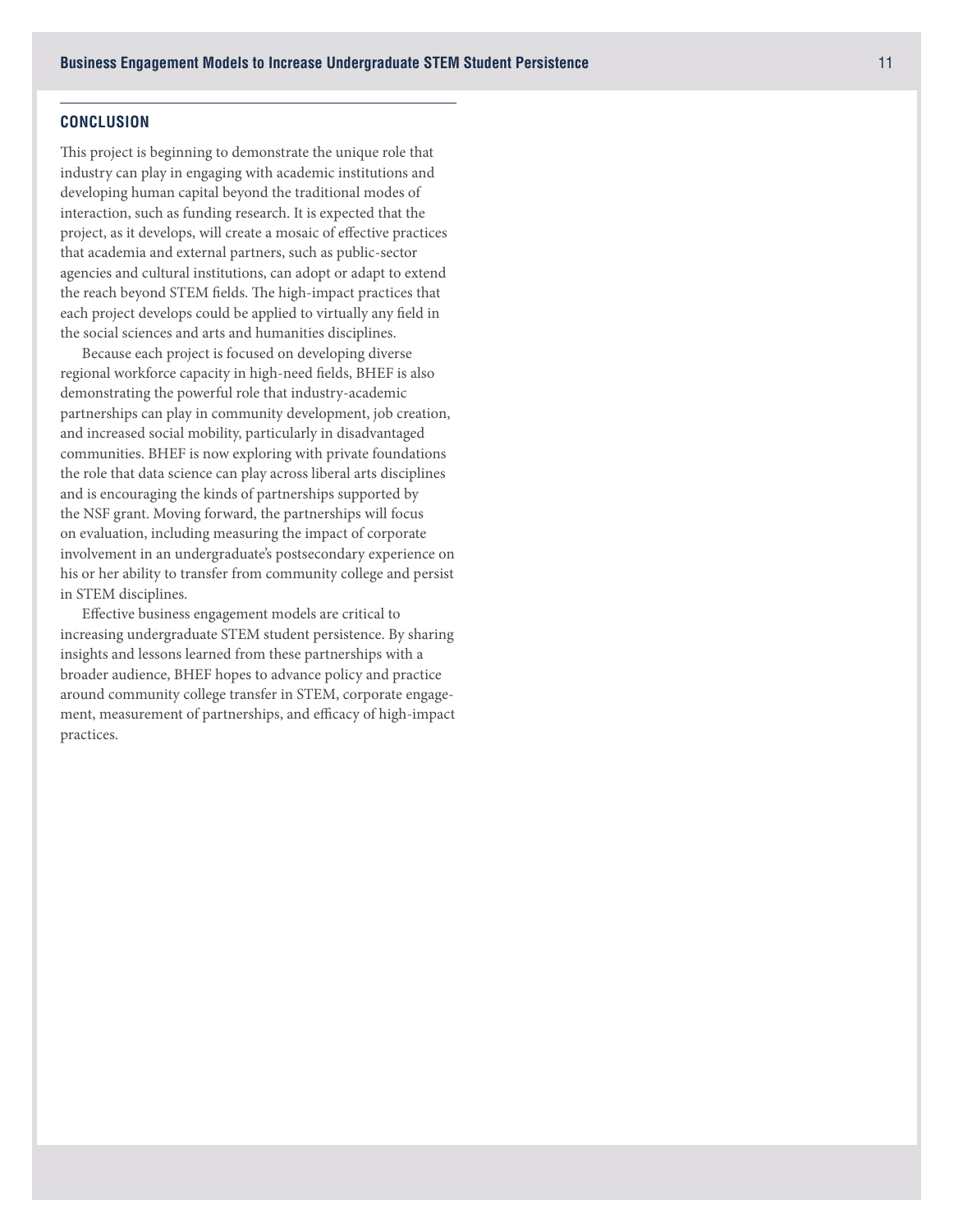## CONCLUSION

This project is beginning to demonstrate the unique role that industry can play in engaging with academic institutions and developing human capital beyond the traditional modes of interaction, such as funding research. It is expected that the project, as it develops, will create a mosaic of effective practices that academia and external partners, such as public-sector agencies and cultural institutions, can adopt or adapt to extend the reach beyond STEM fields. The high-impact practices that each project develops could be applied to virtually any field in the social sciences and arts and humanities disciplines.

Because each project is focused on developing diverse regional workforce capacity in high-need fields, BHEF is also demonstrating the powerful role that industry-academic partnerships can play in community development, job creation, and increased social mobility, particularly in disadvantaged communities. BHEF is now exploring with private foundations the role that data science can play across liberal arts disciplines and is encouraging the kinds of partnerships supported by the NSF grant. Moving forward, the partnerships will focus on evaluation, including measuring the impact of corporate involvement in an undergraduate's postsecondary experience on his or her ability to transfer from community college and persist in STEM disciplines.

Effective business engagement models are critical to increasing undergraduate STEM student persistence. By sharing insights and lessons learned from these partnerships with a broader audience, BHEF hopes to advance policy and practice around community college transfer in STEM, corporate engagement, measurement of partnerships, and efficacy of high-impact practices.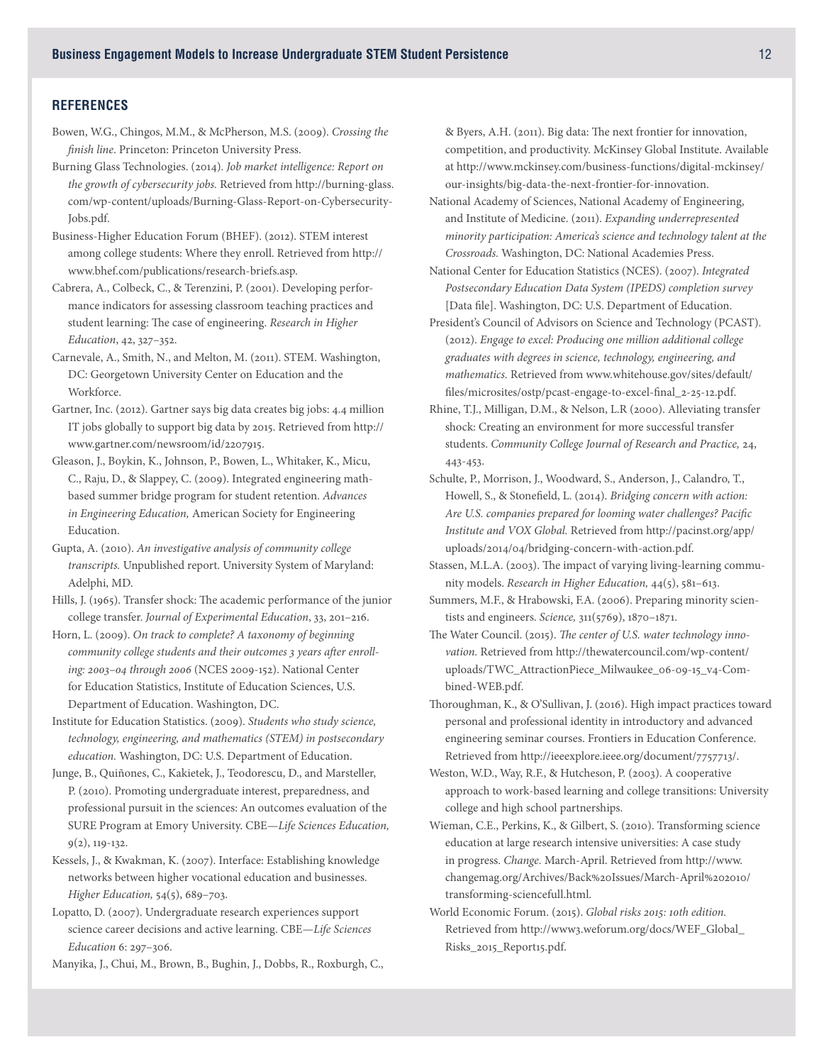## REFERENCES

Bowen, W.G., Chingos, M.M., & McPherson, M.S. (2009). *Crossing the finish line*. Princeton: Princeton University Press.

Burning Glass Technologies. (2014). *Job market intelligence: Report on the growth of cybersecurity jobs.* Retrieved from http://burning-glass.com/wp-content/uploads/Burning-Glass-Report-on-Cybersecurity-Jobs.pdf.

Business-Higher Education Forum (BHEF). (2012). STEM interest among college students: Where they enroll. Retrieved from http://www.bhef.com/publications/research-briefs.asp.

Cabrera, A., Colbeck, C., & Terenzini, P. (2001). Developing performance indicators for assessing classroom teaching practices and student learning: The case of engineering. *Research in Higher Education*, 42, 327–352.

Carnevale, A., Smith, N., and Melton, M. (2011). STEM. Washington, DC: Georgetown University Center on Education and the Workforce.

Gartner, Inc. (2012). Gartner says big data creates big jobs: 4.4 million IT jobs globally to support big data by 2015. Retrieved from http://www.gartner.com/newsroom/id/2207915.

Gleason, J., Boykin, K., Johnson, P., Bowen, L., Whitaker, K., Micu, C., Raju, D., & Slappey, C. (2009). Integrated engineering math-based summer bridge program for student retention. *Advances in Engineering Education,* American Society for Engineering Education.

Gupta, A. (2010). *An investigative analysis of community college transcripts.* Unpublished report. University System of Maryland: Adelphi, MD.

Hills, J. (1965). Transfer shock: The academic performance of the junior college transfer. *Journal of Experimental Education*, 33, 201–216.

Horn, L. (2009). *On track to complete? A taxonomy of beginning community college students and their outcomes 3 years after enrolling: 2003–04 through 2006* (NCES 2009-152). National Center for Education Statistics, Institute of Education Sciences, U.S. Department of Education. Washington, DC.

Institute for Education Statistics. (2009). *Students who study science, technology, engineering, and mathematics (STEM) in postsecondary education.* Washington, DC: U.S. Department of Education.

Junge, B., Quiñones, C., Kakietek, J., Teodorescu, D., and Marsteller, P. (2010). Promoting undergraduate interest, preparedness, and professional pursuit in the sciences: An outcomes evaluation of the SURE Program at Emory University. CBE—*Life Sciences Education,* 9(2), 119-132.

Kessels, J., & Kwakman, K. (2007). Interface: Establishing knowledge networks between higher vocational education and businesses. *Higher Education,* 54(5), 689–703.

Lopatto, D. (2007). Undergraduate research experiences support science career decisions and active learning. CBE—*Life Sciences Education* 6: 297–306.

Manyika, J., Chui, M., Brown, B., Bughin, J., Dobbs, R., Roxburgh, C., & Byers, A.H. (2011). Big data: The next frontier for innovation, competition, and productivity. McKinsey Global Institute. Available at http://www.mckinsey.com/business-functions/digital-mckinsey/our-insights/big-data-the-next-frontier-for-innovation.

National Academy of Sciences, National Academy of Engineering, and Institute of Medicine. (2011). *Expanding underrepresented minority participation: America's science and technology talent at the Crossroads.* Washington, DC: National Academies Press.

National Center for Education Statistics (NCES). (2007). *Integrated Postsecondary Education Data System (IPEDS) completion survey* [Data file]. Washington, DC: U.S. Department of Education.

President's Council of Advisors on Science and Technology (PCAST). (2012). *Engage to excel: Producing one million additional college graduates with degrees in science, technology, engineering, and mathematics.* Retrieved from www.whitehouse.gov/sites/default/files/microsites/ostp/pcast-engage-to-excel-final_2-25-12.pdf.

Rhine, T.J., Milligan, D.M., & Nelson, L.R (2000). Alleviating transfer shock: Creating an environment for more successful transfer students. *Community College Journal of Research and Practice,* 24, 443-453.

Schulte, P., Morrison, J., Woodward, S., Anderson, J., Calandro, T., Howell, S., & Stonefield, L. (2014). *Bridging concern with action: Are U.S. companies prepared for looming water challenges? Pacific Institute and VOX Global.* Retrieved from http://pacinst.org/app/uploads/2014/04/bridging-concern-with-action.pdf.

Stassen, M.L.A. (2003). The impact of varying living-learning community models. *Research in Higher Education,* 44(5), 581–613.

Summers, M.F., & Hrabowski, F.A. (2006). Preparing minority scientists and engineers. *Science,* 311(5769), 1870–1871.

The Water Council. (2015). *The center of U.S. water technology innovation.* Retrieved from http://thewatercouncil.com/wp-content/uploads/TWC_AttractionPiece_Milwaukee_06-09-15_v4-Combined-WEB.pdf.

Thoroughman, K., & O'Sullivan, J. (2016). High impact practices toward personal and professional identity in introductory and advanced engineering seminar courses. Frontiers in Education Conference. Retrieved from http://ieeexplore.ieee.org/document/7757713/.

Weston, W.D., Way, R.F., & Hutcheson, P. (2003). A cooperative approach to work-based learning and college transitions: University college and high school partnerships.

Wieman, C.E., Perkins, K., & Gilbert, S. (2010). Transforming science education at large research intensive universities: A case study in progress. *Change.* March-April. Retrieved from http://www.changemag.org/Archives/Back%20Issues/March-April%202010/transforming-sciencefull.html.

World Economic Forum. (2015). *Global risks 2015: 10th edition.* Retrieved from http://www3.weforum.org/docs/WEF_Global_Risks_2015_Report15.pdf.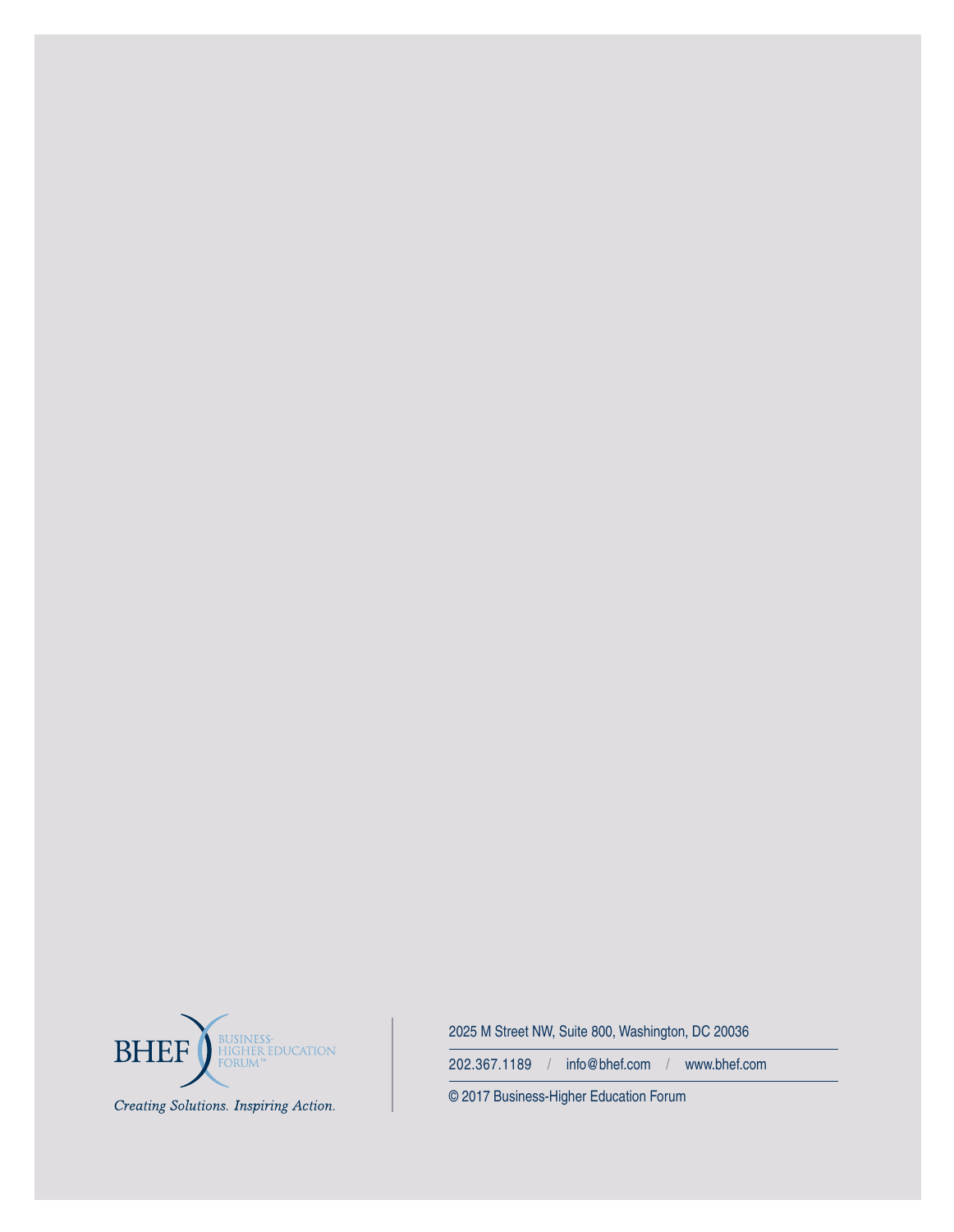BHEF BUSINESS-HIGHER EDUCATION FORUM™

*Creating Solutions. Inspiring Action.*

2025 M Street NW, Suite 800, Washington, DC 20036

202.367.1189 / info@bhef.com / www.bhef.com

© 2017 Business-Higher Education Forum